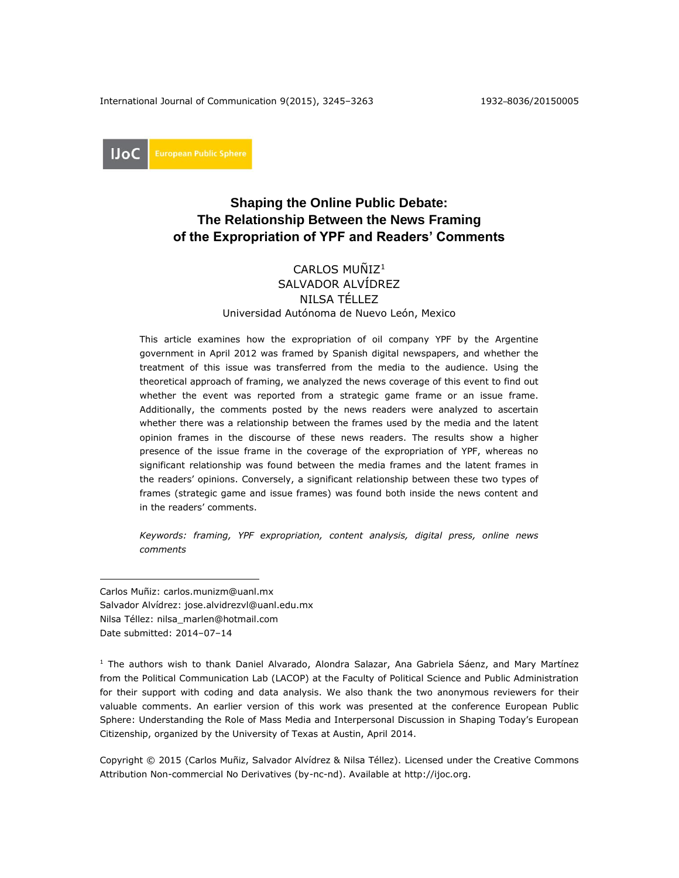IJoC European Public Sphere

# Shaping the Online Public Debate: The Relationship Between the News Framing of the Expropriation of YPF and Readers' Comments

CARLOS MUÑIZ[1]
SALVADOR ALVÍDREZ
NILSA TÉLLEZ
Universidad Autónoma de Nuevo León, Mexico

This article examines how the expropriation of oil company YPF by the Argentine government in April 2012 was framed by Spanish digital newspapers, and whether the treatment of this issue was transferred from the media to the audience. Using the theoretical approach of framing, we analyzed the news coverage of this event to find out whether the event was reported from a strategic game frame or an issue frame. Additionally, the comments posted by the news readers were analyzed to ascertain whether there was a relationship between the frames used by the media and the latent opinion frames in the discourse of these news readers. The results show a higher presence of the issue frame in the coverage of the expropriation of YPF, whereas no significant relationship was found between the media frames and the latent frames in the readers' opinions. Conversely, a significant relationship between these two types of frames (strategic game and issue frames) was found both inside the news content and in the readers' comments.

*Keywords: framing, YPF expropriation, content analysis, digital press, online news comments*

---

Carlos Muñiz: carlos.munizm@uanl.mx
Salvador Alvídrez: jose.alvidrezvl@uanl.edu.mx
Nilsa Téllez: nilsa_marlen@hotmail.com
Date submitted: 2014–07–14

[1] The authors wish to thank Daniel Alvarado, Alondra Salazar, Ana Gabriela Sáenz, and Mary Martínez from the Political Communication Lab (LACOP) at the Faculty of Political Science and Public Administration for their support with coding and data analysis. We also thank the two anonymous reviewers for their valuable comments. An earlier version of this work was presented at the conference European Public Sphere: Understanding the Role of Mass Media and Interpersonal Discussion in Shaping Today's European Citizenship, organized by the University of Texas at Austin, April 2014.

Copyright © 2015 (Carlos Muñiz, Salvador Alvídrez & Nilsa Téllez). Licensed under the Creative Commons Attribution Non-commercial No Derivatives (by-nc-nd). Available at http://ijoc.org.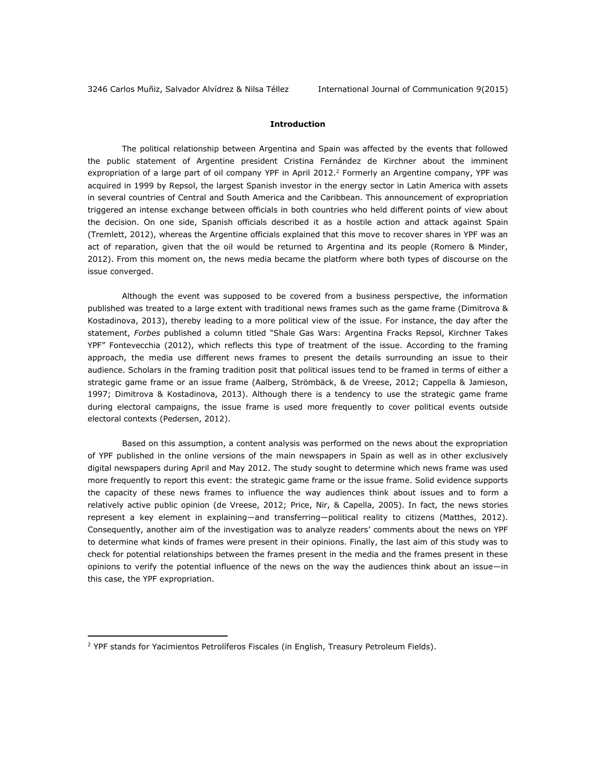## Introduction

The political relationship between Argentina and Spain was affected by the events that followed the public statement of Argentine president Cristina Fernández de Kirchner about the imminent expropriation of a large part of oil company YPF in April 2012.[2] Formerly an Argentine company, YPF was acquired in 1999 by Repsol, the largest Spanish investor in the energy sector in Latin America with assets in several countries of Central and South America and the Caribbean. This announcement of expropriation triggered an intense exchange between officials in both countries who held different points of view about the decision. On one side, Spanish officials described it as a hostile action and attack against Spain (Tremlett, 2012), whereas the Argentine officials explained that this move to recover shares in YPF was an act of reparation, given that the oil would be returned to Argentina and its people (Romero & Minder, 2012). From this moment on, the news media became the platform where both types of discourse on the issue converged.

Although the event was supposed to be covered from a business perspective, the information published was treated to a large extent with traditional news frames such as the game frame (Dimitrova & Kostadinova, 2013), thereby leading to a more political view of the issue. For instance, the day after the statement, *Forbes* published a column titled "Shale Gas Wars: Argentina Fracks Repsol, Kirchner Takes YPF" Fontevecchia (2012), which reflects this type of treatment of the issue. According to the framing approach, the media use different news frames to present the details surrounding an issue to their audience. Scholars in the framing tradition posit that political issues tend to be framed in terms of either a strategic game frame or an issue frame (Aalberg, Strömbäck, & de Vreese, 2012; Cappella & Jamieson, 1997; Dimitrova & Kostadinova, 2013). Although there is a tendency to use the strategic game frame during electoral campaigns, the issue frame is used more frequently to cover political events outside electoral contexts (Pedersen, 2012).

Based on this assumption, a content analysis was performed on the news about the expropriation of YPF published in the online versions of the main newspapers in Spain as well as in other exclusively digital newspapers during April and May 2012. The study sought to determine which news frame was used more frequently to report this event: the strategic game frame or the issue frame. Solid evidence supports the capacity of these news frames to influence the way audiences think about issues and to form a relatively active public opinion (de Vreese, 2012; Price, Nir, & Capella, 2005). In fact, the news stories represent a key element in explaining—and transferring—political reality to citizens (Matthes, 2012). Consequently, another aim of the investigation was to analyze readers' comments about the news on YPF to determine what kinds of frames were present in their opinions. Finally, the last aim of this study was to check for potential relationships between the frames present in the media and the frames present in these opinions to verify the potential influence of the news on the way the audiences think about an issue—in this case, the YPF expropriation.

---

[2] YPF stands for Yacimientos Petrolíferos Fiscales (in English, Treasury Petroleum Fields).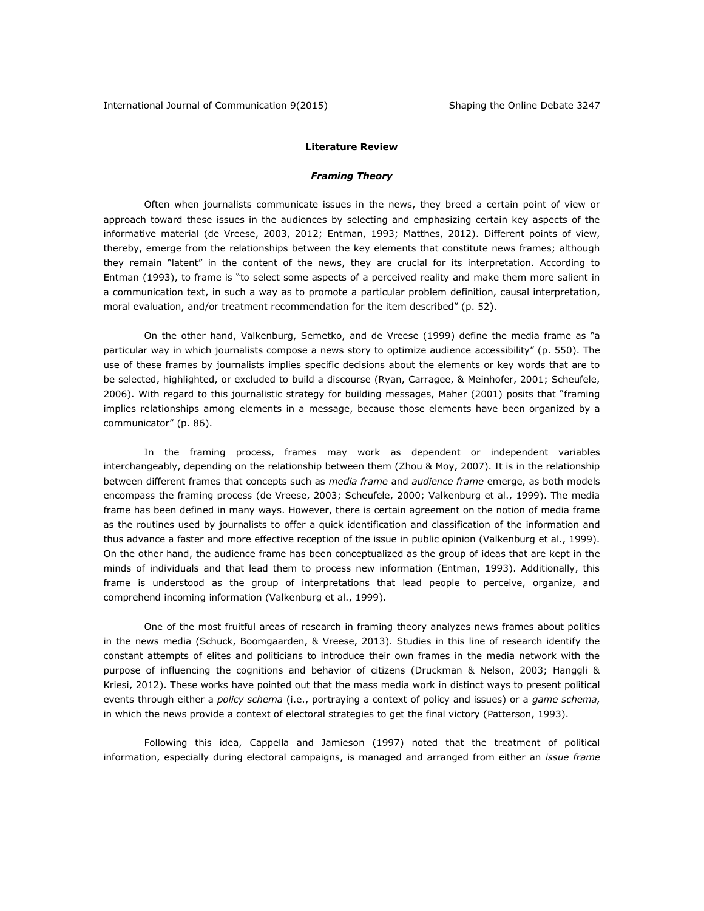## Literature Review

### *Framing Theory*

Often when journalists communicate issues in the news, they breed a certain point of view or approach toward these issues in the audiences by selecting and emphasizing certain key aspects of the informative material (de Vreese, 2003, 2012; Entman, 1993; Matthes, 2012). Different points of view, thereby, emerge from the relationships between the key elements that constitute news frames; although they remain "latent" in the content of the news, they are crucial for its interpretation. According to Entman (1993), to frame is "to select some aspects of a perceived reality and make them more salient in a communication text, in such a way as to promote a particular problem definition, causal interpretation, moral evaluation, and/or treatment recommendation for the item described" (p. 52).

On the other hand, Valkenburg, Semetko, and de Vreese (1999) define the media frame as "a particular way in which journalists compose a news story to optimize audience accessibility" (p. 550). The use of these frames by journalists implies specific decisions about the elements or key words that are to be selected, highlighted, or excluded to build a discourse (Ryan, Carragee, & Meinhofer, 2001; Scheufele, 2006). With regard to this journalistic strategy for building messages, Maher (2001) posits that "framing implies relationships among elements in a message, because those elements have been organized by a communicator" (p. 86).

In the framing process, frames may work as dependent or independent variables interchangeably, depending on the relationship between them (Zhou & Moy, 2007). It is in the relationship between different frames that concepts such as *media frame* and *audience frame* emerge, as both models encompass the framing process (de Vreese, 2003; Scheufele, 2000; Valkenburg et al., 1999). The media frame has been defined in many ways. However, there is certain agreement on the notion of media frame as the routines used by journalists to offer a quick identification and classification of the information and thus advance a faster and more effective reception of the issue in public opinion (Valkenburg et al., 1999). On the other hand, the audience frame has been conceptualized as the group of ideas that are kept in the minds of individuals and that lead them to process new information (Entman, 1993). Additionally, this frame is understood as the group of interpretations that lead people to perceive, organize, and comprehend incoming information (Valkenburg et al., 1999).

One of the most fruitful areas of research in framing theory analyzes news frames about politics in the news media (Schuck, Boomgaarden, & Vreese, 2013). Studies in this line of research identify the constant attempts of elites and politicians to introduce their own frames in the media network with the purpose of influencing the cognitions and behavior of citizens (Druckman & Nelson, 2003; Hanggli & Kriesi, 2012). These works have pointed out that the mass media work in distinct ways to present political events through either a *policy schema* (i.e., portraying a context of policy and issues) or a *game schema,* in which the news provide a context of electoral strategies to get the final victory (Patterson, 1993).

Following this idea, Cappella and Jamieson (1997) noted that the treatment of political information, especially during electoral campaigns, is managed and arranged from either an *issue frame*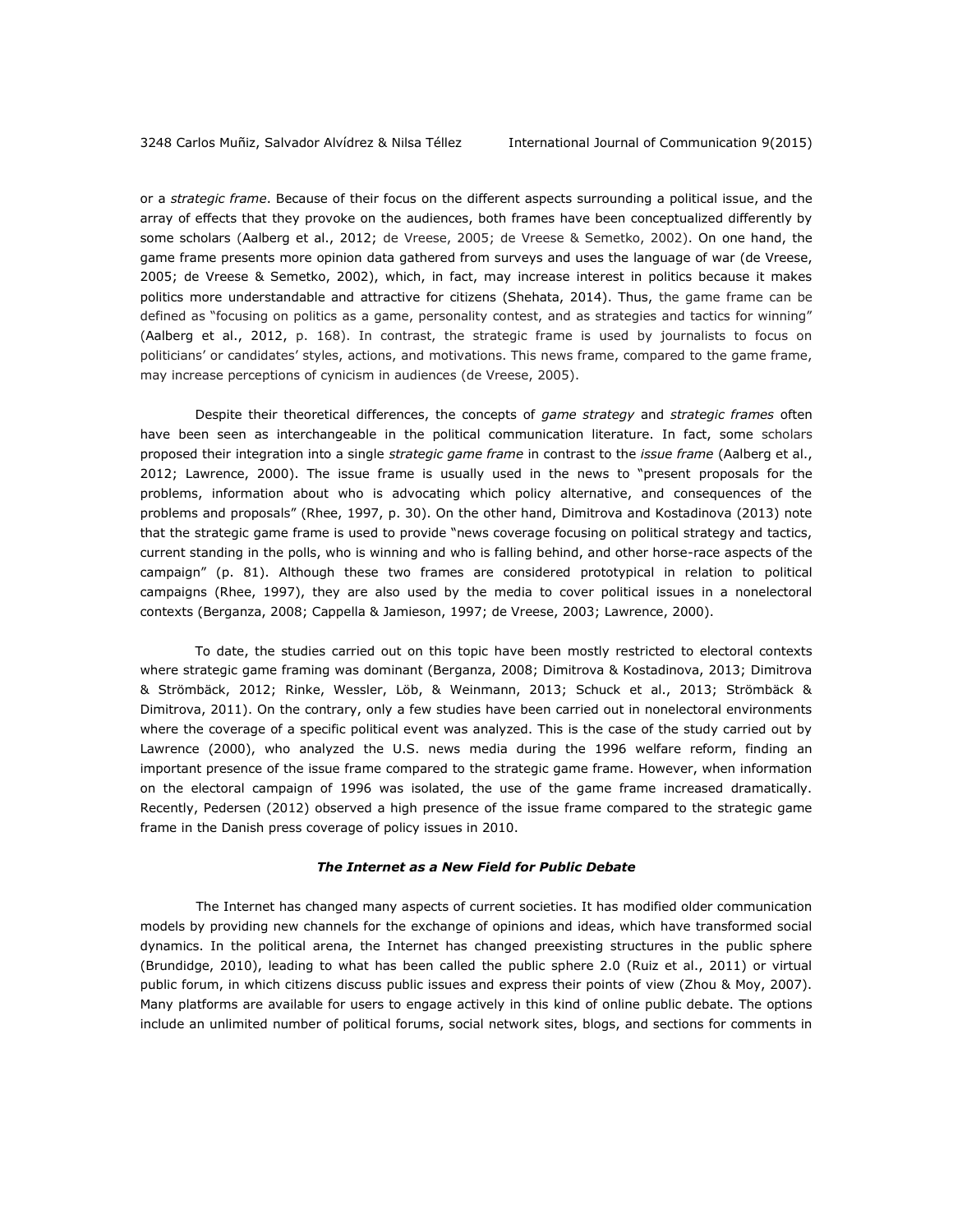or a *strategic frame*. Because of their focus on the different aspects surrounding a political issue, and the array of effects that they provoke on the audiences, both frames have been conceptualized differently by some scholars (Aalberg et al., 2012; de Vreese, 2005; de Vreese & Semetko, 2002). On one hand, the game frame presents more opinion data gathered from surveys and uses the language of war (de Vreese, 2005; de Vreese & Semetko, 2002), which, in fact, may increase interest in politics because it makes politics more understandable and attractive for citizens (Shehata, 2014). Thus, the game frame can be defined as "focusing on politics as a game, personality contest, and as strategies and tactics for winning" (Aalberg et al., 2012, p. 168). In contrast, the strategic frame is used by journalists to focus on politicians' or candidates' styles, actions, and motivations. This news frame, compared to the game frame, may increase perceptions of cynicism in audiences (de Vreese, 2005).

Despite their theoretical differences, the concepts of *game strategy* and *strategic frames* often have been seen as interchangeable in the political communication literature. In fact, some scholars proposed their integration into a single *strategic game frame* in contrast to the *issue frame* (Aalberg et al., 2012; Lawrence, 2000). The issue frame is usually used in the news to "present proposals for the problems, information about who is advocating which policy alternative, and consequences of the problems and proposals" (Rhee, 1997, p. 30). On the other hand, Dimitrova and Kostadinova (2013) note that the strategic game frame is used to provide "news coverage focusing on political strategy and tactics, current standing in the polls, who is winning and who is falling behind, and other horse-race aspects of the campaign" (p. 81). Although these two frames are considered prototypical in relation to political campaigns (Rhee, 1997), they are also used by the media to cover political issues in a nonelectoral contexts (Berganza, 2008; Cappella & Jamieson, 1997; de Vreese, 2003; Lawrence, 2000).

To date, the studies carried out on this topic have been mostly restricted to electoral contexts where strategic game framing was dominant (Berganza, 2008; Dimitrova & Kostadinova, 2013; Dimitrova & Strömbäck, 2012; Rinke, Wessler, Löb, & Weinmann, 2013; Schuck et al., 2013; Strömbäck & Dimitrova, 2011). On the contrary, only a few studies have been carried out in nonelectoral environments where the coverage of a specific political event was analyzed. This is the case of the study carried out by Lawrence (2000), who analyzed the U.S. news media during the 1996 welfare reform, finding an important presence of the issue frame compared to the strategic game frame. However, when information on the electoral campaign of 1996 was isolated, the use of the game frame increased dramatically. Recently, Pedersen (2012) observed a high presence of the issue frame compared to the strategic game frame in the Danish press coverage of policy issues in 2010.

### *The Internet as a New Field for Public Debate*

The Internet has changed many aspects of current societies. It has modified older communication models by providing new channels for the exchange of opinions and ideas, which have transformed social dynamics. In the political arena, the Internet has changed preexisting structures in the public sphere (Brundidge, 2010), leading to what has been called the public sphere 2.0 (Ruiz et al., 2011) or virtual public forum, in which citizens discuss public issues and express their points of view (Zhou & Moy, 2007). Many platforms are available for users to engage actively in this kind of online public debate. The options include an unlimited number of political forums, social network sites, blogs, and sections for comments in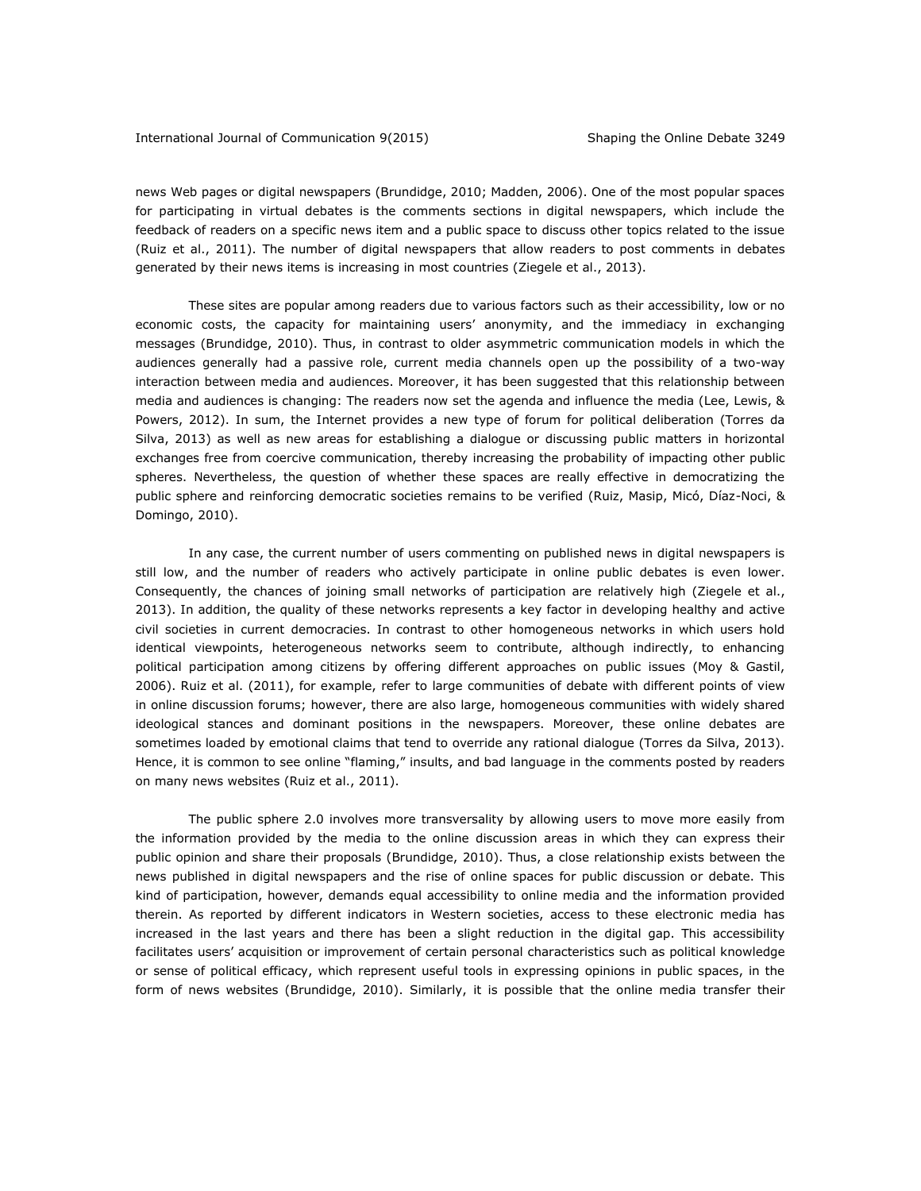news Web pages or digital newspapers (Brundidge, 2010; Madden, 2006). One of the most popular spaces for participating in virtual debates is the comments sections in digital newspapers, which include the feedback of readers on a specific news item and a public space to discuss other topics related to the issue (Ruiz et al., 2011). The number of digital newspapers that allow readers to post comments in debates generated by their news items is increasing in most countries (Ziegele et al., 2013).

These sites are popular among readers due to various factors such as their accessibility, low or no economic costs, the capacity for maintaining users' anonymity, and the immediacy in exchanging messages (Brundidge, 2010). Thus, in contrast to older asymmetric communication models in which the audiences generally had a passive role, current media channels open up the possibility of a two-way interaction between media and audiences. Moreover, it has been suggested that this relationship between media and audiences is changing: The readers now set the agenda and influence the media (Lee, Lewis, & Powers, 2012). In sum, the Internet provides a new type of forum for political deliberation (Torres da Silva, 2013) as well as new areas for establishing a dialogue or discussing public matters in horizontal exchanges free from coercive communication, thereby increasing the probability of impacting other public spheres. Nevertheless, the question of whether these spaces are really effective in democratizing the public sphere and reinforcing democratic societies remains to be verified (Ruiz, Masip, Micó, Díaz-Noci, & Domingo, 2010).

In any case, the current number of users commenting on published news in digital newspapers is still low, and the number of readers who actively participate in online public debates is even lower. Consequently, the chances of joining small networks of participation are relatively high (Ziegele et al., 2013). In addition, the quality of these networks represents a key factor in developing healthy and active civil societies in current democracies. In contrast to other homogeneous networks in which users hold identical viewpoints, heterogeneous networks seem to contribute, although indirectly, to enhancing political participation among citizens by offering different approaches on public issues (Moy & Gastil, 2006). Ruiz et al. (2011), for example, refer to large communities of debate with different points of view in online discussion forums; however, there are also large, homogeneous communities with widely shared ideological stances and dominant positions in the newspapers. Moreover, these online debates are sometimes loaded by emotional claims that tend to override any rational dialogue (Torres da Silva, 2013). Hence, it is common to see online "flaming," insults, and bad language in the comments posted by readers on many news websites (Ruiz et al., 2011).

The public sphere 2.0 involves more transversality by allowing users to move more easily from the information provided by the media to the online discussion areas in which they can express their public opinion and share their proposals (Brundidge, 2010). Thus, a close relationship exists between the news published in digital newspapers and the rise of online spaces for public discussion or debate. This kind of participation, however, demands equal accessibility to online media and the information provided therein. As reported by different indicators in Western societies, access to these electronic media has increased in the last years and there has been a slight reduction in the digital gap. This accessibility facilitates users' acquisition or improvement of certain personal characteristics such as political knowledge or sense of political efficacy, which represent useful tools in expressing opinions in public spaces, in the form of news websites (Brundidge, 2010). Similarly, it is possible that the online media transfer their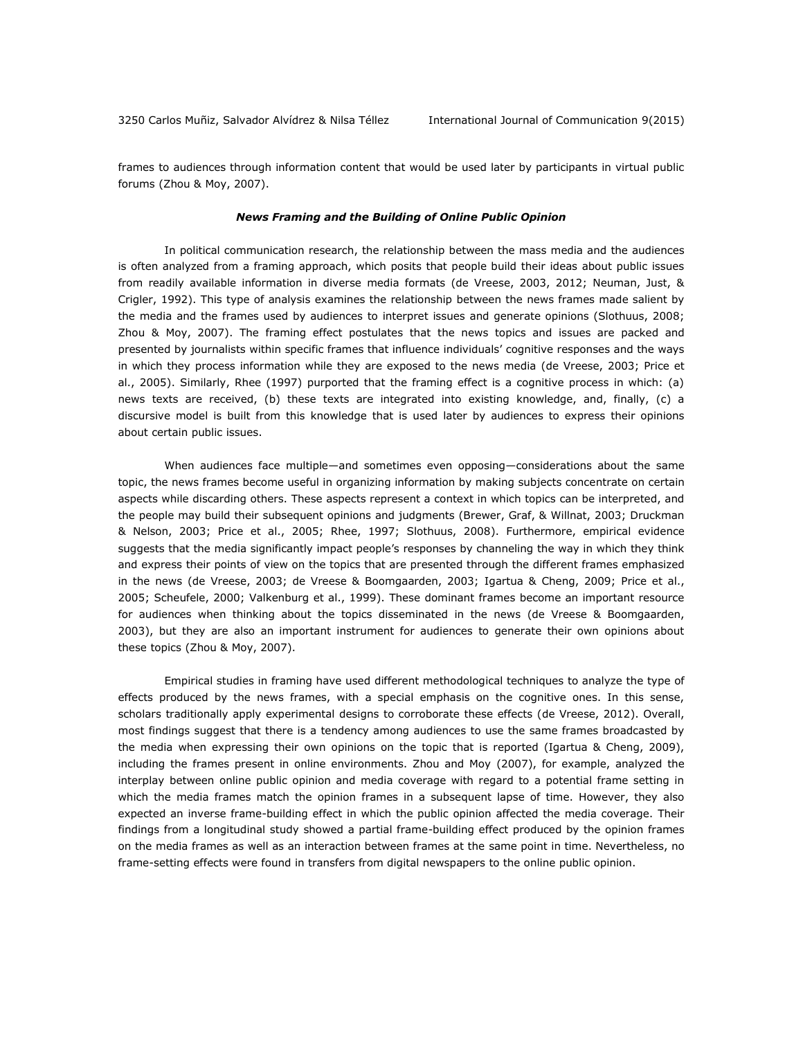frames to audiences through information content that would be used later by participants in virtual public forums (Zhou & Moy, 2007).

### *News Framing and the Building of Online Public Opinion*

In political communication research, the relationship between the mass media and the audiences is often analyzed from a framing approach, which posits that people build their ideas about public issues from readily available information in diverse media formats (de Vreese, 2003, 2012; Neuman, Just, & Crigler, 1992). This type of analysis examines the relationship between the news frames made salient by the media and the frames used by audiences to interpret issues and generate opinions (Slothuus, 2008; Zhou & Moy, 2007). The framing effect postulates that the news topics and issues are packed and presented by journalists within specific frames that influence individuals' cognitive responses and the ways in which they process information while they are exposed to the news media (de Vreese, 2003; Price et al., 2005). Similarly, Rhee (1997) purported that the framing effect is a cognitive process in which: (a) news texts are received, (b) these texts are integrated into existing knowledge, and, finally, (c) a discursive model is built from this knowledge that is used later by audiences to express their opinions about certain public issues.

When audiences face multiple—and sometimes even opposing—considerations about the same topic, the news frames become useful in organizing information by making subjects concentrate on certain aspects while discarding others. These aspects represent a context in which topics can be interpreted, and the people may build their subsequent opinions and judgments (Brewer, Graf, & Willnat, 2003; Druckman & Nelson, 2003; Price et al., 2005; Rhee, 1997; Slothuus, 2008). Furthermore, empirical evidence suggests that the media significantly impact people's responses by channeling the way in which they think and express their points of view on the topics that are presented through the different frames emphasized in the news (de Vreese, 2003; de Vreese & Boomgaarden, 2003; Igartua & Cheng, 2009; Price et al., 2005; Scheufele, 2000; Valkenburg et al., 1999). These dominant frames become an important resource for audiences when thinking about the topics disseminated in the news (de Vreese & Boomgaarden, 2003), but they are also an important instrument for audiences to generate their own opinions about these topics (Zhou & Moy, 2007).

Empirical studies in framing have used different methodological techniques to analyze the type of effects produced by the news frames, with a special emphasis on the cognitive ones. In this sense, scholars traditionally apply experimental designs to corroborate these effects (de Vreese, 2012). Overall, most findings suggest that there is a tendency among audiences to use the same frames broadcasted by the media when expressing their own opinions on the topic that is reported (Igartua & Cheng, 2009), including the frames present in online environments. Zhou and Moy (2007), for example, analyzed the interplay between online public opinion and media coverage with regard to a potential frame setting in which the media frames match the opinion frames in a subsequent lapse of time. However, they also expected an inverse frame-building effect in which the public opinion affected the media coverage. Their findings from a longitudinal study showed a partial frame-building effect produced by the opinion frames on the media frames as well as an interaction between frames at the same point in time. Nevertheless, no frame-setting effects were found in transfers from digital newspapers to the online public opinion.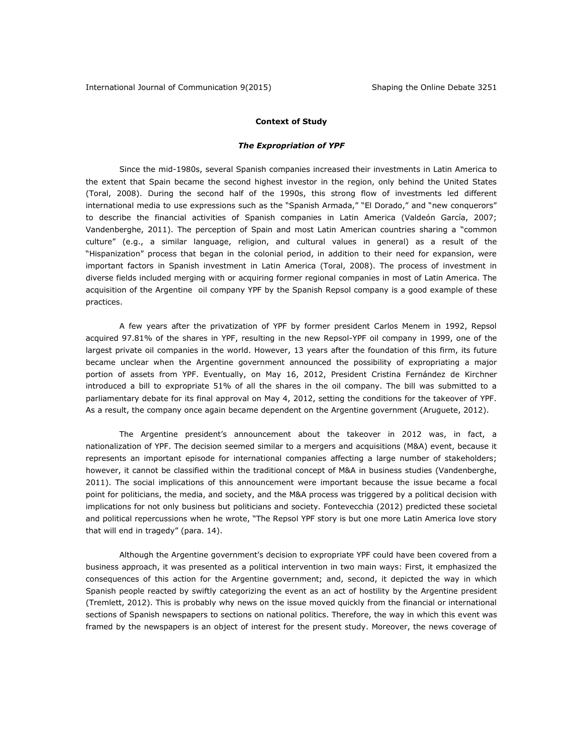## Context of Study

### *The Expropriation of YPF*

Since the mid-1980s, several Spanish companies increased their investments in Latin America to the extent that Spain became the second highest investor in the region, only behind the United States (Toral, 2008). During the second half of the 1990s, this strong flow of investments led different international media to use expressions such as the "Spanish Armada," "El Dorado," and "new conquerors" to describe the financial activities of Spanish companies in Latin America (Valdeón García, 2007; Vandenberghe, 2011). The perception of Spain and most Latin American countries sharing a "common culture" (e.g., a similar language, religion, and cultural values in general) as a result of the "Hispanization" process that began in the colonial period, in addition to their need for expansion, were important factors in Spanish investment in Latin America (Toral, 2008). The process of investment in diverse fields included merging with or acquiring former regional companies in most of Latin America. The acquisition of the Argentine oil company YPF by the Spanish Repsol company is a good example of these practices.

A few years after the privatization of YPF by former president Carlos Menem in 1992, Repsol acquired 97.81% of the shares in YPF, resulting in the new Repsol-YPF oil company in 1999, one of the largest private oil companies in the world. However, 13 years after the foundation of this firm, its future became unclear when the Argentine government announced the possibility of expropriating a major portion of assets from YPF. Eventually, on May 16, 2012, President Cristina Fernández de Kirchner introduced a bill to expropriate 51% of all the shares in the oil company. The bill was submitted to a parliamentary debate for its final approval on May 4, 2012, setting the conditions for the takeover of YPF. As a result, the company once again became dependent on the Argentine government (Aruguete, 2012).

The Argentine president's announcement about the takeover in 2012 was, in fact, a nationalization of YPF. The decision seemed similar to a mergers and acquisitions (M&A) event, because it represents an important episode for international companies affecting a large number of stakeholders; however, it cannot be classified within the traditional concept of M&A in business studies (Vandenberghe, 2011). The social implications of this announcement were important because the issue became a focal point for politicians, the media, and society, and the M&A process was triggered by a political decision with implications for not only business but politicians and society. Fontevecchia (2012) predicted these societal and political repercussions when he wrote, "The Repsol YPF story is but one more Latin America love story that will end in tragedy" (para. 14).

Although the Argentine government's decision to expropriate YPF could have been covered from a business approach, it was presented as a political intervention in two main ways: First, it emphasized the consequences of this action for the Argentine government; and, second, it depicted the way in which Spanish people reacted by swiftly categorizing the event as an act of hostility by the Argentine president (Tremlett, 2012). This is probably why news on the issue moved quickly from the financial or international sections of Spanish newspapers to sections on national politics. Therefore, the way in which this event was framed by the newspapers is an object of interest for the present study. Moreover, the news coverage of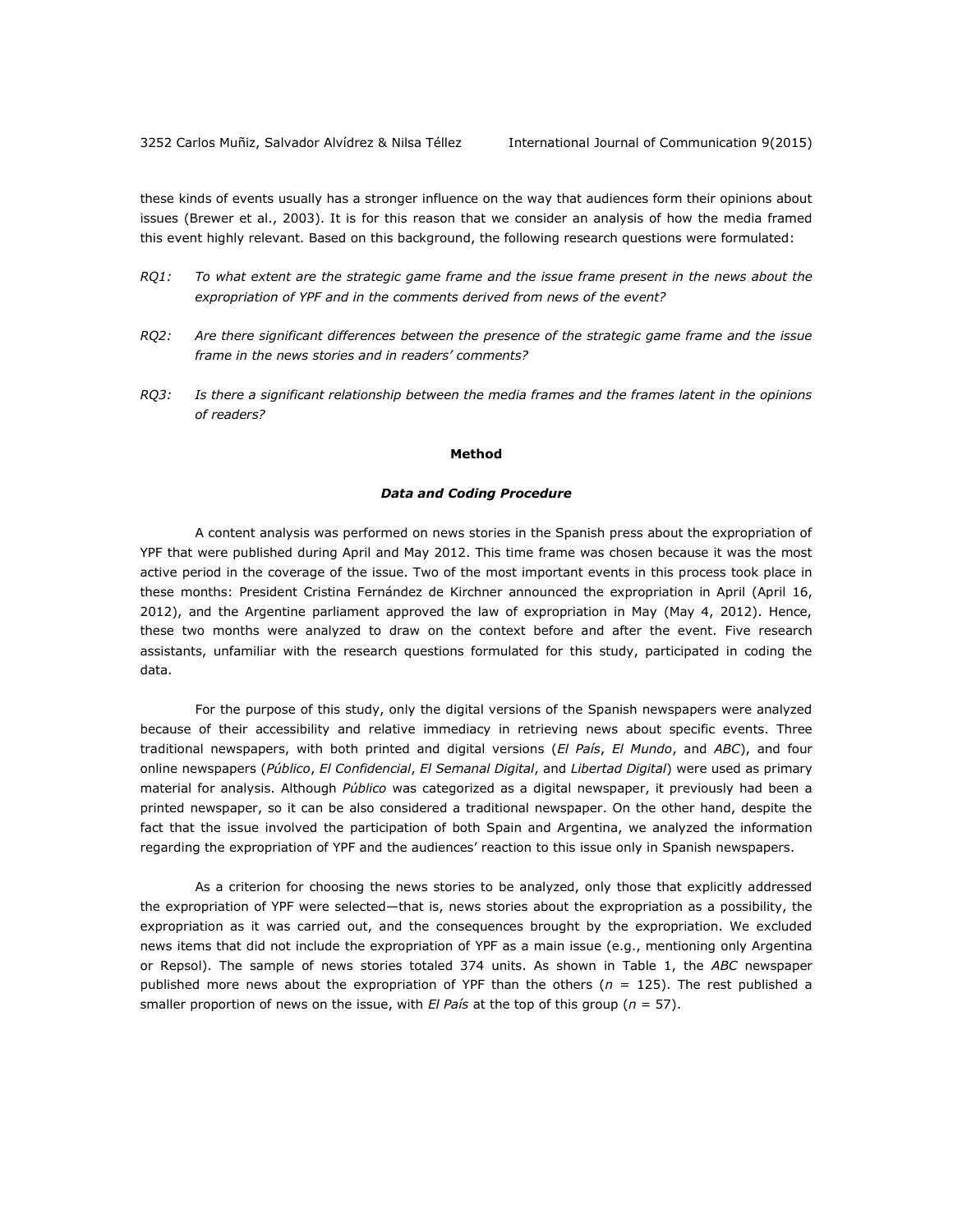these kinds of events usually has a stronger influence on the way that audiences form their opinions about issues (Brewer et al., 2003). It is for this reason that we consider an analysis of how the media framed this event highly relevant. Based on this background, the following research questions were formulated:

*RQ1: To what extent are the strategic game frame and the issue frame present in the news about the expropriation of YPF and in the comments derived from news of the event?*

*RQ2: Are there significant differences between the presence of the strategic game frame and the issue frame in the news stories and in readers' comments?*

*RQ3: Is there a significant relationship between the media frames and the frames latent in the opinions of readers?*

## Method

### *Data and Coding Procedure*

A content analysis was performed on news stories in the Spanish press about the expropriation of YPF that were published during April and May 2012. This time frame was chosen because it was the most active period in the coverage of the issue. Two of the most important events in this process took place in these months: President Cristina Fernández de Kirchner announced the expropriation in April (April 16, 2012), and the Argentine parliament approved the law of expropriation in May (May 4, 2012). Hence, these two months were analyzed to draw on the context before and after the event. Five research assistants, unfamiliar with the research questions formulated for this study, participated in coding the data.

For the purpose of this study, only the digital versions of the Spanish newspapers were analyzed because of their accessibility and relative immediacy in retrieving news about specific events. Three traditional newspapers, with both printed and digital versions (*El País*, *El Mundo*, and *ABC*), and four online newspapers (*Público*, *El Confidencial*, *El Semanal Digital*, and *Libertad Digital*) were used as primary material for analysis. Although *Público* was categorized as a digital newspaper, it previously had been a printed newspaper, so it can be also considered a traditional newspaper. On the other hand, despite the fact that the issue involved the participation of both Spain and Argentina, we analyzed the information regarding the expropriation of YPF and the audiences' reaction to this issue only in Spanish newspapers.

As a criterion for choosing the news stories to be analyzed, only those that explicitly addressed the expropriation of YPF were selected—that is, news stories about the expropriation as a possibility, the expropriation as it was carried out, and the consequences brought by the expropriation. We excluded news items that did not include the expropriation of YPF as a main issue (e.g., mentioning only Argentina or Repsol). The sample of news stories totaled 374 units. As shown in Table 1, the *ABC* newspaper published more news about the expropriation of YPF than the others ($n$ = 125). The rest published a smaller proportion of news on the issue, with *El País* at the top of this group ($n$ = 57).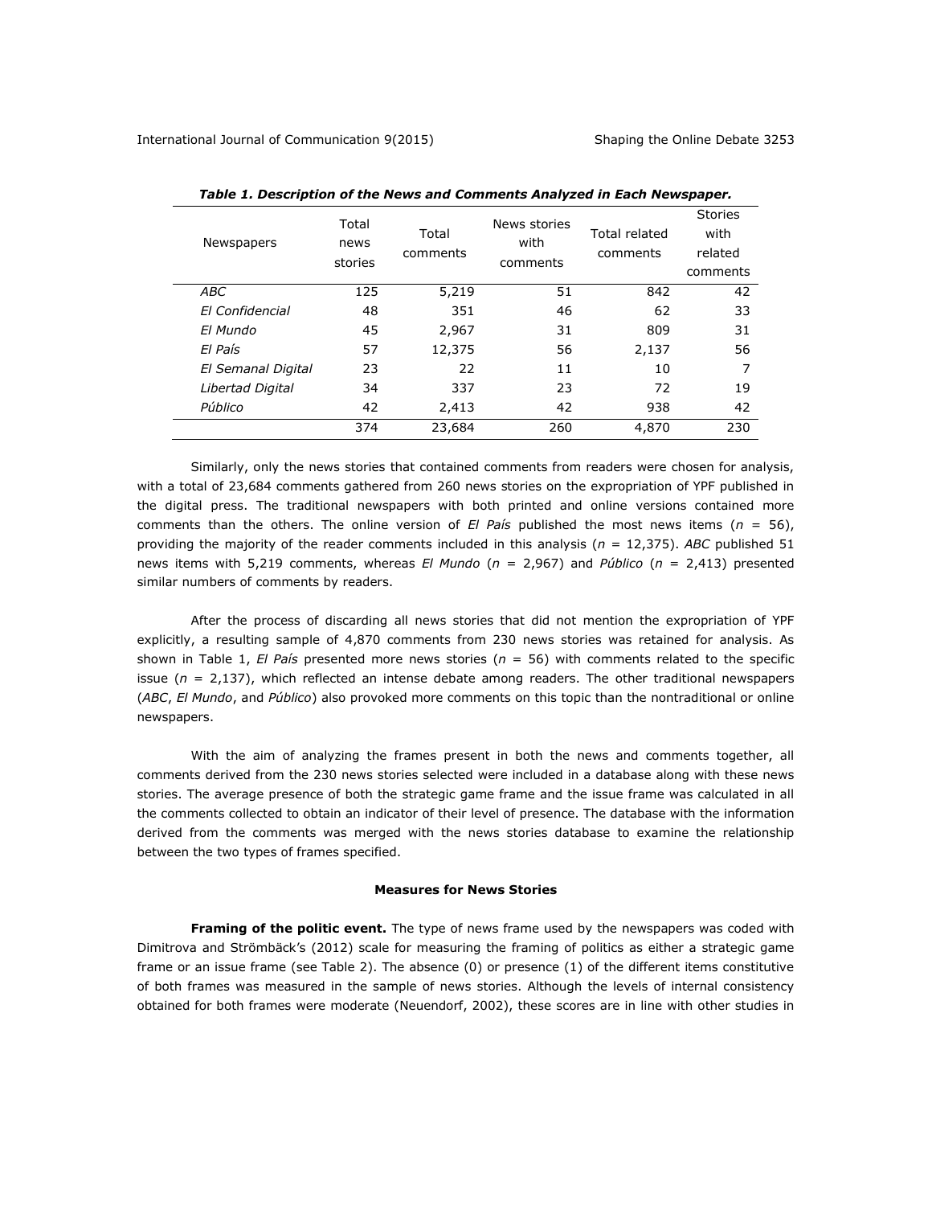***Table 1. Description of the News and Comments Analyzed in Each Newspaper.***

| Newspapers | Total news stories | Total comments | News stories with comments | Total related comments | Stories with related comments |
|---|---|---|---|---|---|
| *ABC* | 125 | 5,219 | 51 | 842 | 42 |
| *El Confidencial* | 48 | 351 | 46 | 62 | 33 |
| *El Mundo* | 45 | 2,967 | 31 | 809 | 31 |
| *El País* | 57 | 12,375 | 56 | 2,137 | 56 |
| *El Semanal Digital* | 23 | 22 | 11 | 10 | 7 |
| *Libertad Digital* | 34 | 337 | 23 | 72 | 19 |
| *Público* | 42 | 2,413 | 42 | 938 | 42 |
| | 374 | 23,684 | 260 | 4,870 | 230 |

Similarly, only the news stories that contained comments from readers were chosen for analysis, with a total of 23,684 comments gathered from 260 news stories on the expropriation of YPF published in the digital press. The traditional newspapers with both printed and online versions contained more comments than the others. The online version of *El País* published the most news items ($n$ = 56), providing the majority of the reader comments included in this analysis ($n$ = 12,375). *ABC* published 51 news items with 5,219 comments, whereas *El Mundo* ($n$ = 2,967) and *Público* ($n$ = 2,413) presented similar numbers of comments by readers.

After the process of discarding all news stories that did not mention the expropriation of YPF explicitly, a resulting sample of 4,870 comments from 230 news stories was retained for analysis. As shown in Table 1, *El País* presented more news stories ($n$ = 56) with comments related to the specific issue ($n$ = 2,137), which reflected an intense debate among readers. The other traditional newspapers (*ABC*, *El Mundo*, and *Público*) also provoked more comments on this topic than the nontraditional or online newspapers.

With the aim of analyzing the frames present in both the news and comments together, all comments derived from the 230 news stories selected were included in a database along with these news stories. The average presence of both the strategic game frame and the issue frame was calculated in all the comments collected to obtain an indicator of their level of presence. The database with the information derived from the comments was merged with the news stories database to examine the relationship between the two types of frames specified.

### Measures for News Stories

**Framing of the politic event.** The type of news frame used by the newspapers was coded with Dimitrova and Strömbäck's (2012) scale for measuring the framing of politics as either a strategic game frame or an issue frame (see Table 2). The absence (0) or presence (1) of the different items constitutive of both frames was measured in the sample of news stories. Although the levels of internal consistency obtained for both frames were moderate (Neuendorf, 2002), these scores are in line with other studies in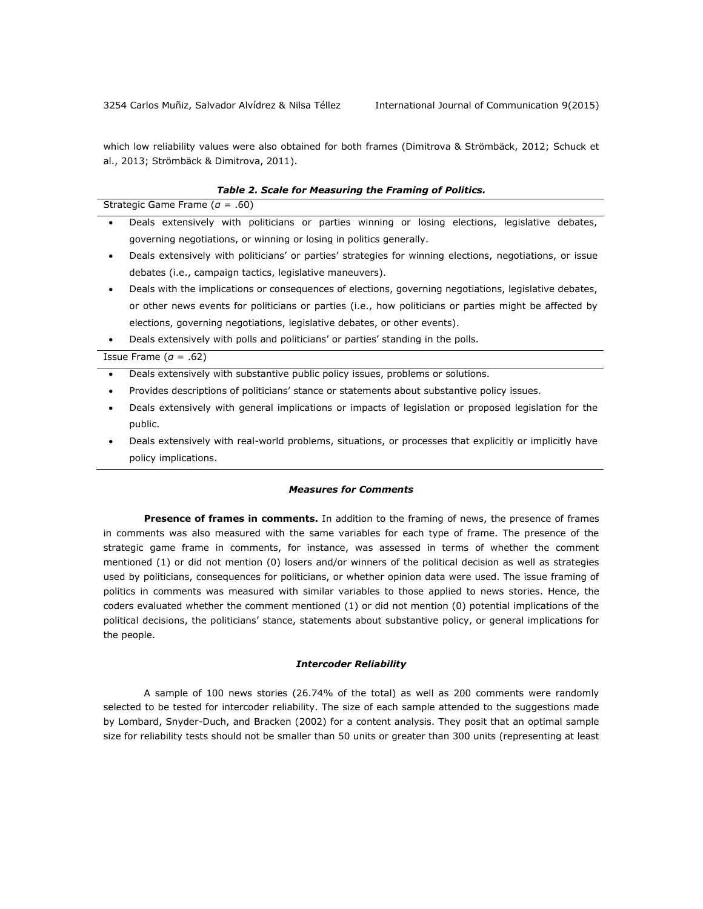which low reliability values were also obtained for both frames (Dimitrova & Strömbäck, 2012; Schuck et al., 2013; Strömbäck & Dimitrova, 2011).

***Table 2. Scale for Measuring the Framing of Politics.***

| Strategic Game Frame ($\alpha$ = .60) |
|---|
| • Deals extensively with politicians or parties winning or losing elections, legislative debates, governing negotiations, or winning or losing in politics generally. |
| • Deals extensively with politicians' or parties' strategies for winning elections, negotiations, or issue debates (i.e., campaign tactics, legislative maneuvers). |
| • Deals with the implications or consequences of elections, governing negotiations, legislative debates, or other news events for politicians or parties (i.e., how politicians or parties might be affected by elections, governing negotiations, legislative debates, or other events). |
| • Deals extensively with polls and politicians' or parties' standing in the polls. |
| **Issue Frame ($\alpha$ = .62)** |
| • Deals extensively with substantive public policy issues, problems or solutions. |
| • Provides descriptions of politicians' stance or statements about substantive policy issues. |
| • Deals extensively with general implications or impacts of legislation or proposed legislation for the public. |
| • Deals extensively with real-world problems, situations, or processes that explicitly or implicitly have policy implications. |

### *Measures for Comments*

**Presence of frames in comments.** In addition to the framing of news, the presence of frames in comments was also measured with the same variables for each type of frame. The presence of the strategic game frame in comments, for instance, was assessed in terms of whether the comment mentioned (1) or did not mention (0) losers and/or winners of the political decision as well as strategies used by politicians, consequences for politicians, or whether opinion data were used. The issue framing of politics in comments was measured with similar variables to those applied to news stories. Hence, the coders evaluated whether the comment mentioned (1) or did not mention (0) potential implications of the political decisions, the politicians' stance, statements about substantive policy, or general implications for the people.

### *Intercoder Reliability*

A sample of 100 news stories (26.74% of the total) as well as 200 comments were randomly selected to be tested for intercoder reliability. The size of each sample attended to the suggestions made by Lombard, Snyder-Duch, and Bracken (2002) for a content analysis. They posit that an optimal sample size for reliability tests should not be smaller than 50 units or greater than 300 units (representing at least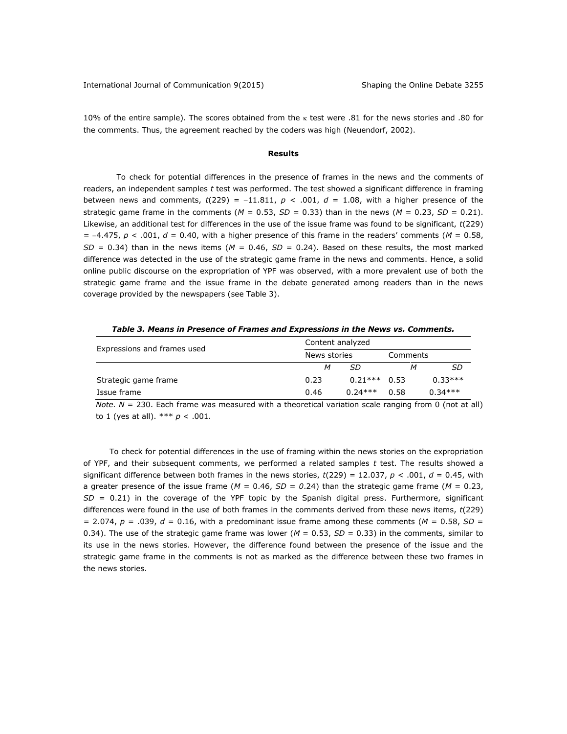10% of the entire sample). The scores obtained from the κ test were .81 for the news stories and .80 for the comments. Thus, the agreement reached by the coders was high (Neuendorf, 2002).

## Results

To check for potential differences in the presence of frames in the news and the comments of readers, an independent samples *t* test was performed. The test showed a significant difference in framing between news and comments, $t(229) = -11.811$, $p < .001$, $d = 1.08$, with a higher presence of the strategic game frame in the comments ($M = 0.53$, $SD = 0.33$) than in the news ($M = 0.23$, $SD = 0.21$). Likewise, an additional test for differences in the use of the issue frame was found to be significant, $t(229) = -4.475$, $p < .001$, $d = 0.40$, with a higher presence of this frame in the readers' comments ($M = 0.58$, $SD = 0.34$) than in the news items ($M = 0.46$, $SD = 0.24$). Based on these results, the most marked difference was detected in the use of the strategic game frame in the news and comments. Hence, a solid online public discourse on the expropriation of YPF was observed, with a more prevalent use of both the strategic game frame and the issue frame in the debate generated among readers than in the news coverage provided by the newspapers (see Table 3).

***Table 3. Means in Presence of Frames and Expressions in the News vs. Comments.***

| Expressions and frames used | Content analyzed | | | |
|---|---|---|---|---|
| | News stories | | Comments | |
| | *M* | *SD* | *M* | *SD* |
| Strategic game frame | 0.23 | 0.21*** | 0.53 | 0.33*** |
| Issue frame | 0.46 | 0.24*** | 0.58 | 0.34*** |

*Note.* $N = 230$. Each frame was measured with a theoretical variation scale ranging from 0 (not at all) to 1 (yes at all). *** $p < .001$.

To check for potential differences in the use of framing within the news stories on the expropriation of YPF, and their subsequent comments, we performed a related samples *t* test. The results showed a significant difference between both frames in the news stories, $t(229) = 12.037$, $p < .001$, $d = 0.45$, with a greater presence of the issue frame ($M = 0.46$, $SD = 0.24$) than the strategic game frame ($M = 0.23$, $SD = 0.21$) in the coverage of the YPF topic by the Spanish digital press. Furthermore, significant differences were found in the use of both frames in the comments derived from these news items, $t(229) = 2.074$, $p = .039$, $d = 0.16$, with a predominant issue frame among these comments ($M = 0.58$, $SD = 0.34$). The use of the strategic game frame was lower ($M = 0.53$, $SD = 0.33$) in the comments, similar to its use in the news stories. However, the difference found between the presence of the issue and the strategic game frame in the comments is not as marked as the difference between these two frames in the news stories.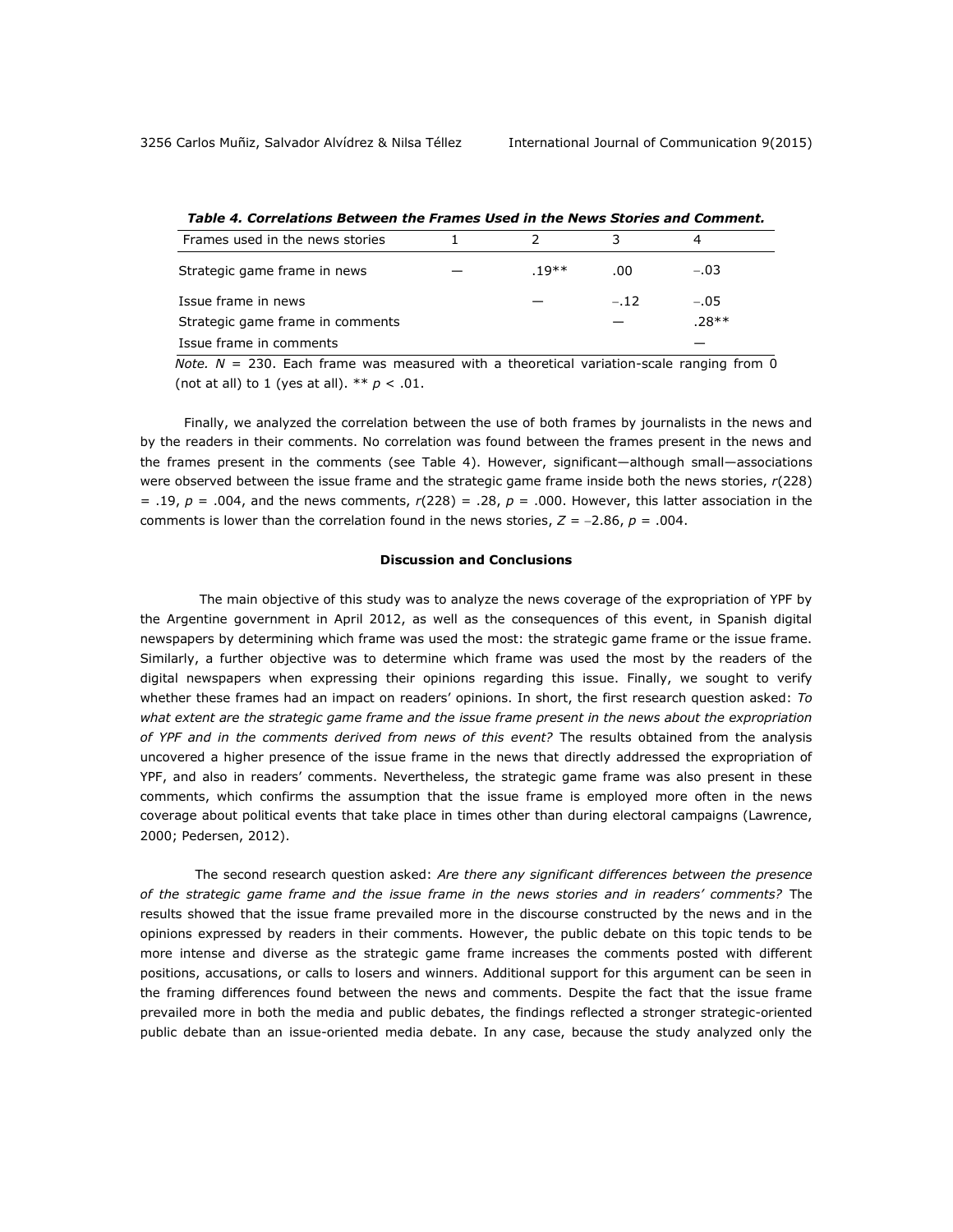*Table 4. Correlations Between the Frames Used in the News Stories and Comment.*

| Frames used in the news stories | 1 | 2 | 3 | 4 |
|---|---|---|---|---|
| Strategic game frame in news | — | .19** | .00 | −.03 |
| Issue frame in news | | — | −.12 | −.05 |
| Strategic game frame in comments | | | — | .28** |
| Issue frame in comments | | | | — |

*Note.* $N$ = 230. Each frame was measured with a theoretical variation-scale ranging from 0 (not at all) to 1 (yes at all). ** $p < .01$.

Finally, we analyzed the correlation between the use of both frames by journalists in the news and by the readers in their comments. No correlation was found between the frames present in the news and the frames present in the comments (see Table 4). However, significant—although small—associations were observed between the issue frame and the strategic game frame inside both the news stories, $r(228) = .19$, $p = .004$, and the news comments, $r(228) = .28$, $p = .000$. However, this latter association in the comments is lower than the correlation found in the news stories, $Z = -2.86$, $p = .004$.

## Discussion and Conclusions

The main objective of this study was to analyze the news coverage of the expropriation of YPF by the Argentine government in April 2012, as well as the consequences of this event, in Spanish digital newspapers by determining which frame was used the most: the strategic game frame or the issue frame. Similarly, a further objective was to determine which frame was used the most by the readers of the digital newspapers when expressing their opinions regarding this issue. Finally, we sought to verify whether these frames had an impact on readers' opinions. In short, the first research question asked: *To what extent are the strategic game frame and the issue frame present in the news about the expropriation of YPF and in the comments derived from news of this event?* The results obtained from the analysis uncovered a higher presence of the issue frame in the news that directly addressed the expropriation of YPF, and also in readers' comments. Nevertheless, the strategic game frame was also present in these comments, which confirms the assumption that the issue frame is employed more often in the news coverage about political events that take place in times other than during electoral campaigns (Lawrence, 2000; Pedersen, 2012).

The second research question asked: *Are there any significant differences between the presence of the strategic game frame and the issue frame in the news stories and in readers' comments?* The results showed that the issue frame prevailed more in the discourse constructed by the news and in the opinions expressed by readers in their comments. However, the public debate on this topic tends to be more intense and diverse as the strategic game frame increases the comments posted with different positions, accusations, or calls to losers and winners. Additional support for this argument can be seen in the framing differences found between the news and comments. Despite the fact that the issue frame prevailed more in both the media and public debates, the findings reflected a stronger strategic-oriented public debate than an issue-oriented media debate. In any case, because the study analyzed only the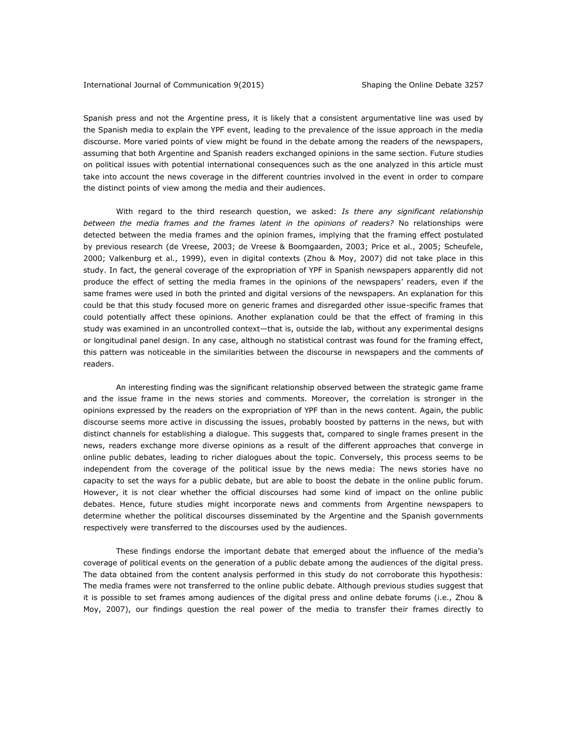Spanish press and not the Argentine press, it is likely that a consistent argumentative line was used by the Spanish media to explain the YPF event, leading to the prevalence of the issue approach in the media discourse. More varied points of view might be found in the debate among the readers of the newspapers, assuming that both Argentine and Spanish readers exchanged opinions in the same section. Future studies on political issues with potential international consequences such as the one analyzed in this article must take into account the news coverage in the different countries involved in the event in order to compare the distinct points of view among the media and their audiences.

With regard to the third research question, we asked: *Is there any significant relationship between the media frames and the frames latent in the opinions of readers?* No relationships were detected between the media frames and the opinion frames, implying that the framing effect postulated by previous research (de Vreese, 2003; de Vreese & Boomgaarden, 2003; Price et al., 2005; Scheufele, 2000; Valkenburg et al., 1999), even in digital contexts (Zhou & Moy, 2007) did not take place in this study. In fact, the general coverage of the expropriation of YPF in Spanish newspapers apparently did not produce the effect of setting the media frames in the opinions of the newspapers' readers, even if the same frames were used in both the printed and digital versions of the newspapers. An explanation for this could be that this study focused more on generic frames and disregarded other issue-specific frames that could potentially affect these opinions. Another explanation could be that the effect of framing in this study was examined in an uncontrolled context—that is, outside the lab, without any experimental designs or longitudinal panel design. In any case, although no statistical contrast was found for the framing effect, this pattern was noticeable in the similarities between the discourse in newspapers and the comments of readers.

An interesting finding was the significant relationship observed between the strategic game frame and the issue frame in the news stories and comments. Moreover, the correlation is stronger in the opinions expressed by the readers on the expropriation of YPF than in the news content. Again, the public discourse seems more active in discussing the issues, probably boosted by patterns in the news, but with distinct channels for establishing a dialogue. This suggests that, compared to single frames present in the news, readers exchange more diverse opinions as a result of the different approaches that converge in online public debates, leading to richer dialogues about the topic. Conversely, this process seems to be independent from the coverage of the political issue by the news media: The news stories have no capacity to set the ways for a public debate, but are able to boost the debate in the online public forum. However, it is not clear whether the official discourses had some kind of impact on the online public debates. Hence, future studies might incorporate news and comments from Argentine newspapers to determine whether the political discourses disseminated by the Argentine and the Spanish governments respectively were transferred to the discourses used by the audiences.

These findings endorse the important debate that emerged about the influence of the media's coverage of political events on the generation of a public debate among the audiences of the digital press. The data obtained from the content analysis performed in this study do not corroborate this hypothesis: The media frames were not transferred to the online public debate. Although previous studies suggest that it is possible to set frames among audiences of the digital press and online debate forums (i.e., Zhou & Moy, 2007), our findings question the real power of the media to transfer their frames directly to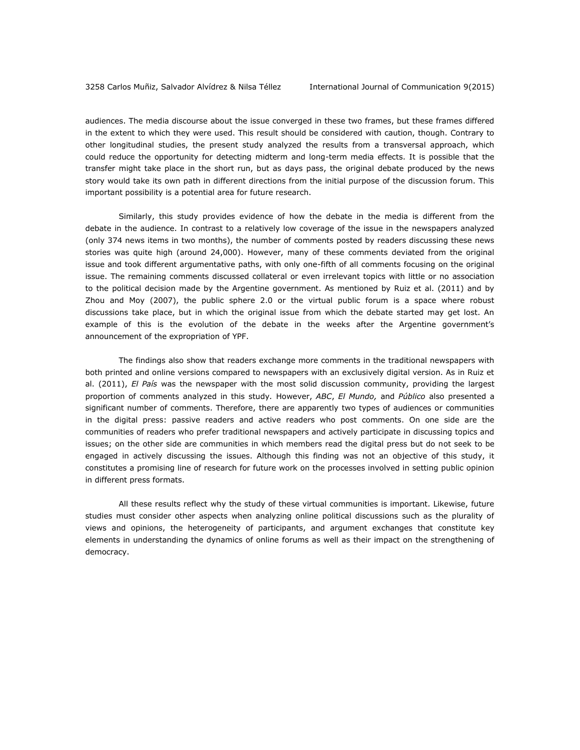audiences. The media discourse about the issue converged in these two frames, but these frames differed in the extent to which they were used. This result should be considered with caution, though. Contrary to other longitudinal studies, the present study analyzed the results from a transversal approach, which could reduce the opportunity for detecting midterm and long-term media effects. It is possible that the transfer might take place in the short run, but as days pass, the original debate produced by the news story would take its own path in different directions from the initial purpose of the discussion forum. This important possibility is a potential area for future research.

Similarly, this study provides evidence of how the debate in the media is different from the debate in the audience. In contrast to a relatively low coverage of the issue in the newspapers analyzed (only 374 news items in two months), the number of comments posted by readers discussing these news stories was quite high (around 24,000). However, many of these comments deviated from the original issue and took different argumentative paths, with only one-fifth of all comments focusing on the original issue. The remaining comments discussed collateral or even irrelevant topics with little or no association to the political decision made by the Argentine government. As mentioned by Ruiz et al. (2011) and by Zhou and Moy (2007), the public sphere 2.0 or the virtual public forum is a space where robust discussions take place, but in which the original issue from which the debate started may get lost. An example of this is the evolution of the debate in the weeks after the Argentine government's announcement of the expropriation of YPF.

The findings also show that readers exchange more comments in the traditional newspapers with both printed and online versions compared to newspapers with an exclusively digital version. As in Ruiz et al. (2011), *El País* was the newspaper with the most solid discussion community, providing the largest proportion of comments analyzed in this study. However, *ABC*, *El Mundo,* and *Público* also presented a significant number of comments. Therefore, there are apparently two types of audiences or communities in the digital press: passive readers and active readers who post comments. On one side are the communities of readers who prefer traditional newspapers and actively participate in discussing topics and issues; on the other side are communities in which members read the digital press but do not seek to be engaged in actively discussing the issues. Although this finding was not an objective of this study, it constitutes a promising line of research for future work on the processes involved in setting public opinion in different press formats.

All these results reflect why the study of these virtual communities is important. Likewise, future studies must consider other aspects when analyzing online political discussions such as the plurality of views and opinions, the heterogeneity of participants, and argument exchanges that constitute key elements in understanding the dynamics of online forums as well as their impact on the strengthening of democracy.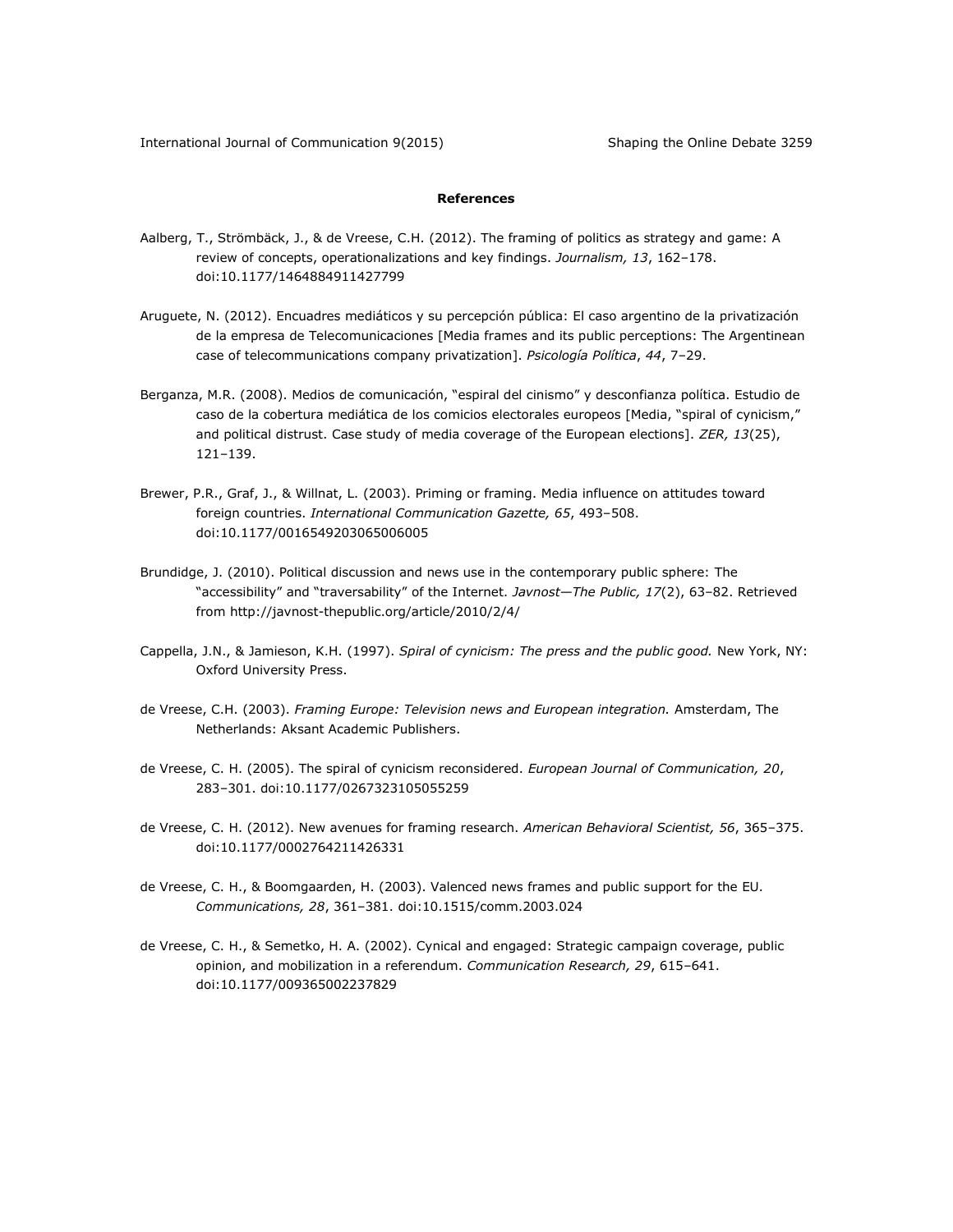**References**

Aalberg, T., Strömbäck, J., & de Vreese, C.H. (2012). The framing of politics as strategy and game: A review of concepts, operationalizations and key findings. *Journalism, 13*, 162–178. doi:10.1177/1464884911427799

Aruguete, N. (2012). Encuadres mediáticos y su percepción pública: El caso argentino de la privatización de la empresa de Telecomunicaciones [Media frames and its public perceptions: The Argentinean case of telecommunications company privatization]. *Psicología Política*, *44*, 7–29.

Berganza, M.R. (2008). Medios de comunicación, "espiral del cinismo" y desconfianza política. Estudio de caso de la cobertura mediática de los comicios electorales europeos [Media, "spiral of cynicism," and political distrust. Case study of media coverage of the European elections]. *ZER, 13*(25), 121–139.

Brewer, P.R., Graf, J., & Willnat, L. (2003). Priming or framing. Media influence on attitudes toward foreign countries. *International Communication Gazette, 65*, 493–508. doi:10.1177/0016549203065006005

Brundidge, J. (2010). Political discussion and news use in the contemporary public sphere: The "accessibility" and "traversability" of the Internet. *Javnost—The Public, 17*(2), 63–82. Retrieved from http://javnost-thepublic.org/article/2010/2/4/

Cappella, J.N., & Jamieson, K.H. (1997). *Spiral of cynicism: The press and the public good.* New York, NY: Oxford University Press.

de Vreese, C.H. (2003). *Framing Europe: Television news and European integration.* Amsterdam, The Netherlands: Aksant Academic Publishers.

de Vreese, C. H. (2005). The spiral of cynicism reconsidered. *European Journal of Communication, 20*, 283–301. doi:10.1177/0267323105055259

de Vreese, C. H. (2012). New avenues for framing research. *American Behavioral Scientist, 56*, 365–375. doi:10.1177/0002764211426331

de Vreese, C. H., & Boomgaarden, H. (2003). Valenced news frames and public support for the EU. *Communications, 28*, 361–381. doi:10.1515/comm.2003.024

de Vreese, C. H., & Semetko, H. A. (2002). Cynical and engaged: Strategic campaign coverage, public opinion, and mobilization in a referendum. *Communication Research, 29*, 615–641. doi:10.1177/009365002237829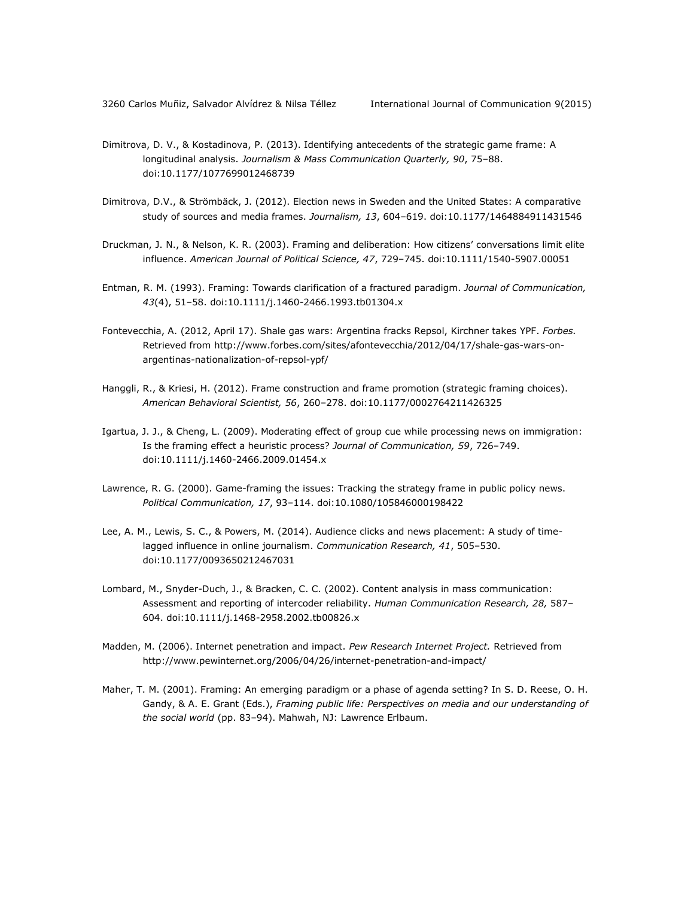Dimitrova, D. V., & Kostadinova, P. (2013). Identifying antecedents of the strategic game frame: A longitudinal analysis. *Journalism & Mass Communication Quarterly, 90*, 75–88. doi:10.1177/1077699012468739

Dimitrova, D.V., & Strömbäck, J. (2012). Election news in Sweden and the United States: A comparative study of sources and media frames. *Journalism, 13*, 604–619. doi:10.1177/1464884911431546

Druckman, J. N., & Nelson, K. R. (2003). Framing and deliberation: How citizens' conversations limit elite influence. *American Journal of Political Science, 47*, 729–745. doi:10.1111/1540-5907.00051

Entman, R. M. (1993). Framing: Towards clarification of a fractured paradigm. *Journal of Communication, 43*(4), 51–58. doi:10.1111/j.1460-2466.1993.tb01304.x

Fontevecchia, A. (2012, April 17). Shale gas wars: Argentina fracks Repsol, Kirchner takes YPF. *Forbes.* Retrieved from http://www.forbes.com/sites/afontevecchia/2012/04/17/shale-gas-wars-on-argentinas-nationalization-of-repsol-ypf/

Hanggli, R., & Kriesi, H. (2012). Frame construction and frame promotion (strategic framing choices). *American Behavioral Scientist, 56*, 260–278. doi:10.1177/0002764211426325

Igartua, J. J., & Cheng, L. (2009). Moderating effect of group cue while processing news on immigration: Is the framing effect a heuristic process? *Journal of Communication, 59*, 726–749. doi:10.1111/j.1460-2466.2009.01454.x

Lawrence, R. G. (2000). Game-framing the issues: Tracking the strategy frame in public policy news. *Political Communication, 17*, 93–114. doi:10.1080/105846000198422

Lee, A. M., Lewis, S. C., & Powers, M. (2014). Audience clicks and news placement: A study of time-lagged influence in online journalism. *Communication Research, 41*, 505–530. doi:10.1177/0093650212467031

Lombard, M., Snyder-Duch, J., & Bracken, C. C. (2002). Content analysis in mass communication: Assessment and reporting of intercoder reliability. *Human Communication Research, 28,* 587–604. doi:10.1111/j.1468-2958.2002.tb00826.x

Madden, M. (2006). Internet penetration and impact. *Pew Research Internet Project.* Retrieved from http://www.pewinternet.org/2006/04/26/internet-penetration-and-impact/

Maher, T. M. (2001). Framing: An emerging paradigm or a phase of agenda setting? In S. D. Reese, O. H. Gandy, & A. E. Grant (Eds.), *Framing public life: Perspectives on media and our understanding of the social world* (pp. 83–94). Mahwah, NJ: Lawrence Erlbaum.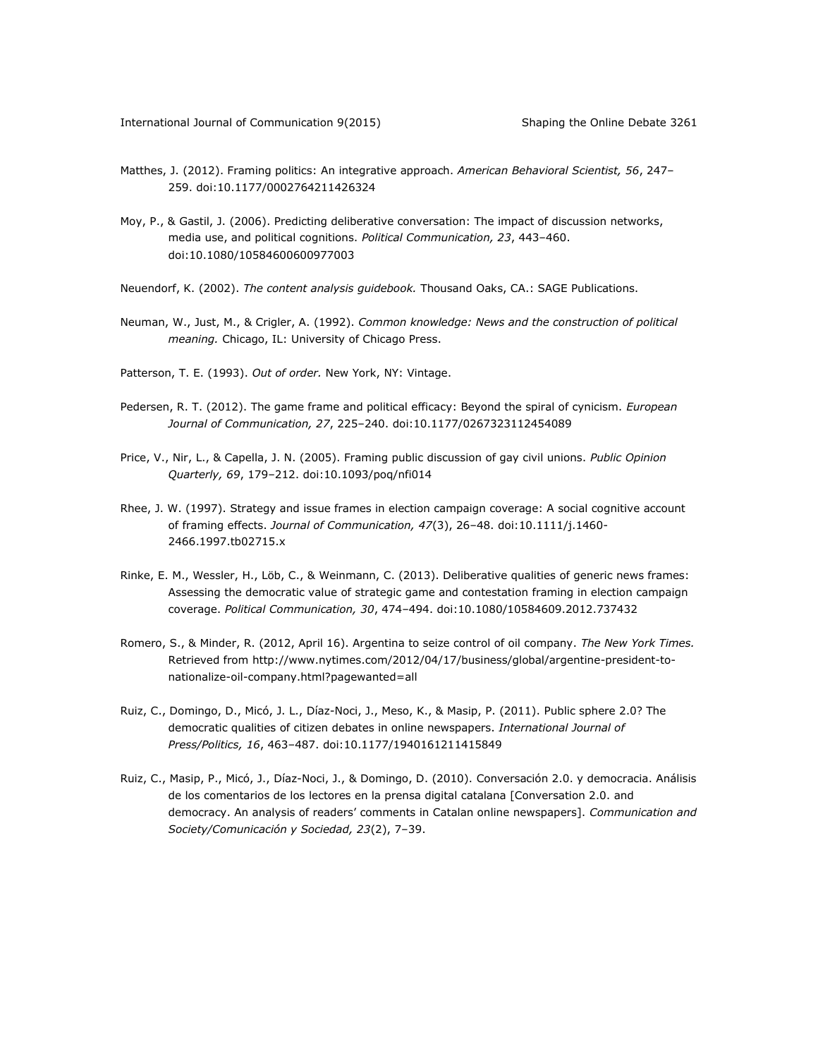Matthes, J. (2012). Framing politics: An integrative approach. *American Behavioral Scientist, 56*, 247–259. doi:10.1177/0002764211426324

Moy, P., & Gastil, J. (2006). Predicting deliberative conversation: The impact of discussion networks, media use, and political cognitions. *Political Communication, 23*, 443–460. doi:10.1080/10584600600977003

Neuendorf, K. (2002). *The content analysis guidebook.* Thousand Oaks, CA.: SAGE Publications.

Neuman, W., Just, M., & Crigler, A. (1992). *Common knowledge: News and the construction of political meaning.* Chicago, IL: University of Chicago Press.

Patterson, T. E. (1993). *Out of order.* New York, NY: Vintage.

Pedersen, R. T. (2012). The game frame and political efficacy: Beyond the spiral of cynicism. *European Journal of Communication, 27*, 225–240. doi:10.1177/0267323112454089

Price, V., Nir, L., & Capella, J. N. (2005). Framing public discussion of gay civil unions. *Public Opinion Quarterly, 69*, 179–212. doi:10.1093/poq/nfi014

Rhee, J. W. (1997). Strategy and issue frames in election campaign coverage: A social cognitive account of framing effects. *Journal of Communication, 47*(3), 26–48. doi:10.1111/j.1460-2466.1997.tb02715.x

Rinke, E. M., Wessler, H., Löb, C., & Weinmann, C. (2013). Deliberative qualities of generic news frames: Assessing the democratic value of strategic game and contestation framing in election campaign coverage. *Political Communication, 30*, 474–494. doi:10.1080/10584609.2012.737432

Romero, S., & Minder, R. (2012, April 16). Argentina to seize control of oil company. *The New York Times.* Retrieved from http://www.nytimes.com/2012/04/17/business/global/argentine-president-to-nationalize-oil-company.html?pagewanted=all

Ruiz, C., Domingo, D., Micó, J. L., Díaz-Noci, J., Meso, K., & Masip, P. (2011). Public sphere 2.0? The democratic qualities of citizen debates in online newspapers. *International Journal of Press/Politics, 16*, 463–487. doi:10.1177/1940161211415849

Ruiz, C., Masip, P., Micó, J., Díaz-Noci, J., & Domingo, D. (2010). Conversación 2.0. y democracia. Análisis de los comentarios de los lectores en la prensa digital catalana [Conversation 2.0. and democracy. An analysis of readers' comments in Catalan online newspapers]. *Communication and Society/Comunicación y Sociedad, 23*(2), 7–39.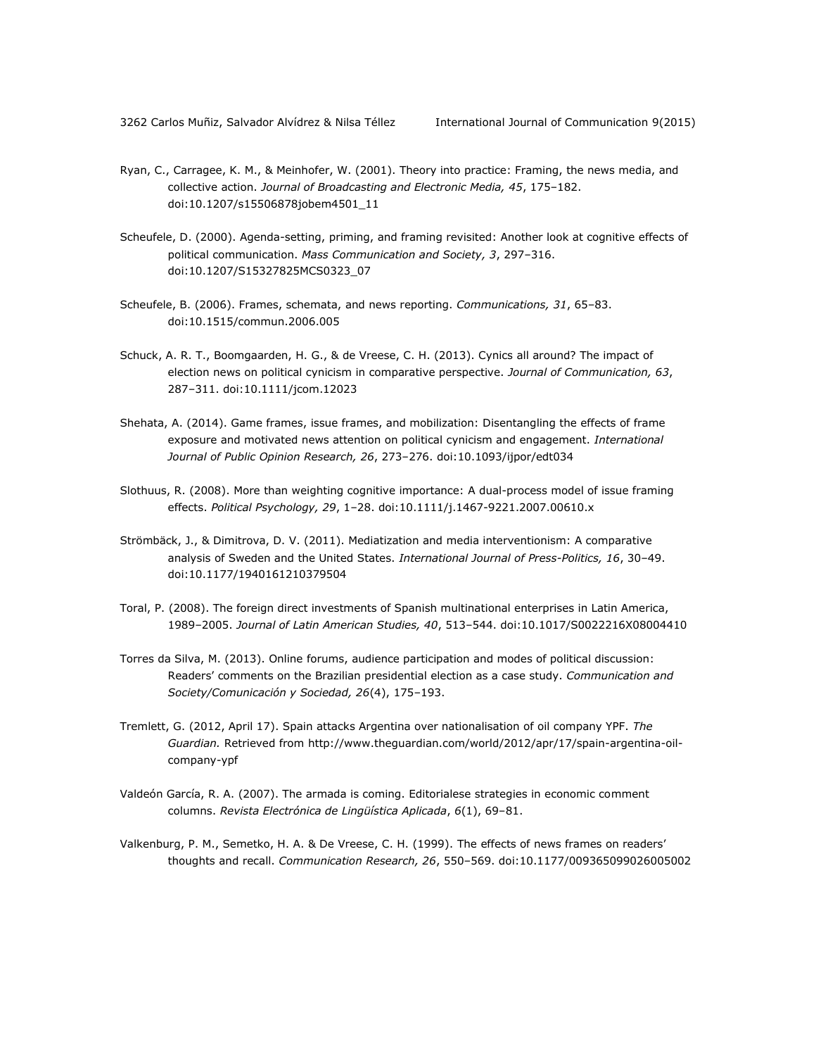Ryan, C., Carragee, K. M., & Meinhofer, W. (2001). Theory into practice: Framing, the news media, and collective action. *Journal of Broadcasting and Electronic Media, 45*, 175–182. doi:10.1207/s15506878jobem4501_11

Scheufele, D. (2000). Agenda-setting, priming, and framing revisited: Another look at cognitive effects of political communication. *Mass Communication and Society, 3*, 297–316. doi:10.1207/S15327825MCS0323_07

Scheufele, B. (2006). Frames, schemata, and news reporting. *Communications, 31*, 65–83. doi:10.1515/commun.2006.005

Schuck, A. R. T., Boomgaarden, H. G., & de Vreese, C. H. (2013). Cynics all around? The impact of election news on political cynicism in comparative perspective. *Journal of Communication, 63*, 287–311. doi:10.1111/jcom.12023

Shehata, A. (2014). Game frames, issue frames, and mobilization: Disentangling the effects of frame exposure and motivated news attention on political cynicism and engagement. *International Journal of Public Opinion Research, 26*, 273–276. doi:10.1093/ijpor/edt034

Slothuus, R. (2008). More than weighting cognitive importance: A dual-process model of issue framing effects. *Political Psychology, 29*, 1–28. doi:10.1111/j.1467-9221.2007.00610.x

Strömbäck, J., & Dimitrova, D. V. (2011). Mediatization and media interventionism: A comparative analysis of Sweden and the United States. *International Journal of Press-Politics, 16*, 30–49. doi:10.1177/1940161210379504

Toral, P. (2008). The foreign direct investments of Spanish multinational enterprises in Latin America, 1989–2005. *Journal of Latin American Studies, 40*, 513–544. doi:10.1017/S0022216X08004410

Torres da Silva, M. (2013). Online forums, audience participation and modes of political discussion: Readers' comments on the Brazilian presidential election as a case study. *Communication and Society/Comunicación y Sociedad, 26*(4), 175–193.

Tremlett, G. (2012, April 17). Spain attacks Argentina over nationalisation of oil company YPF. *The Guardian.* Retrieved from http://www.theguardian.com/world/2012/apr/17/spain-argentina-oil-company-ypf

Valdeón García, R. A. (2007). The armada is coming. Editorialese strategies in economic comment columns. *Revista Electrónica de Lingüística Aplicada*, *6*(1), 69–81.

Valkenburg, P. M., Semetko, H. A. & De Vreese, C. H. (1999). The effects of news frames on readers' thoughts and recall. *Communication Research, 26*, 550–569. doi:10.1177/009365099026005002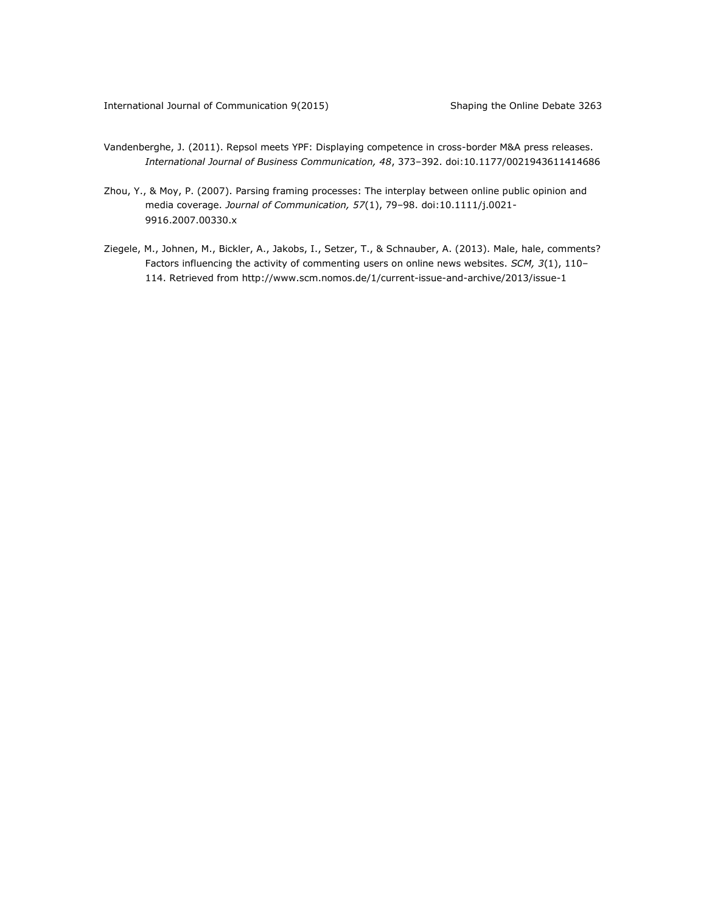Vandenberghe, J. (2011). Repsol meets YPF: Displaying competence in cross-border M&A press releases. *International Journal of Business Communication, 48*, 373–392. doi:10.1177/0021943611414686

Zhou, Y., & Moy, P. (2007). Parsing framing processes: The interplay between online public opinion and media coverage. *Journal of Communication, 57*(1), 79–98. doi:10.1111/j.0021-9916.2007.00330.x

Ziegele, M., Johnen, M., Bickler, A., Jakobs, I., Setzer, T., & Schnauber, A. (2013). Male, hale, comments? Factors influencing the activity of commenting users on online news websites. *SCM, 3*(1), 110–114. Retrieved from http://www.scm.nomos.de/1/current-issue-and-archive/2013/issue-1